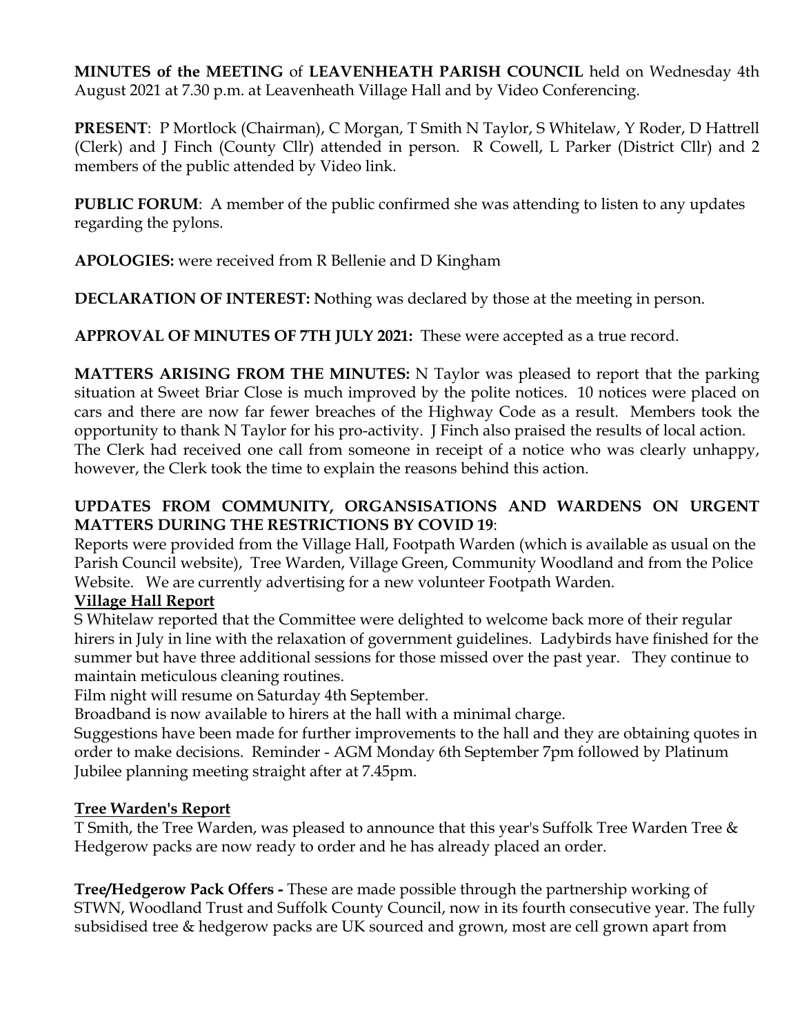**MINUTES of the MEETING** of **LEAVENHEATH PARISH COUNCIL** held on Wednesday 4th August 2021 at 7.30 p.m. at Leavenheath Village Hall and by Video Conferencing.

**PRESENT**: P Mortlock (Chairman), C Morgan, T Smith N Taylor, S Whitelaw, Y Roder, D Hattrell (Clerk) and J Finch (County Cllr) attended in person. R Cowell, L Parker (District Cllr) and 2 members of the public attended by Video link.

**PUBLIC FORUM**: A member of the public confirmed she was attending to listen to any updates regarding the pylons.

**APOLOGIES:** were received from R Bellenie and D Kingham

**DECLARATION OF INTEREST: N**othing was declared by those at the meeting in person.

**APPROVAL OF MINUTES OF 7TH JULY 2021:** These were accepted as a true record.

**MATTERS ARISING FROM THE MINUTES:** N Taylor was pleased to report that the parking situation at Sweet Briar Close is much improved by the polite notices. 10 notices were placed on cars and there are now far fewer breaches of the Highway Code as a result. Members took the opportunity to thank N Taylor for his pro-activity. J Finch also praised the results of local action. The Clerk had received one call from someone in receipt of a notice who was clearly unhappy, however, the Clerk took the time to explain the reasons behind this action.

**UPDATES FROM COMMUNITY, ORGANSISATIONS AND WARDENS ON URGENT MATTERS DURING THE RESTRICTIONS BY COVID 19**:

Reports were provided from the Village Hall, Footpath Warden (which is available as usual on the Parish Council website), Tree Warden, Village Green, Community Woodland and from the Police Website. We are currently advertising for a new volunteer Footpath Warden.

**Village Hall Report**

S Whitelaw reported that the Committee were delighted to welcome back more of their regular hirers in July in line with the relaxation of government guidelines. Ladybirds have finished for the summer but have three additional sessions for those missed over the past year. They continue to maintain meticulous cleaning routines.

Film night will resume on Saturday 4th September.

Broadband is now available to hirers at the hall with a minimal charge.

Suggestions have been made for further improvements to the hall and they are obtaining quotes in order to make decisions. Reminder - AGM Monday 6th September 7pm followed by Platinum Jubilee planning meeting straight after at 7.45pm.

**Tree Warden's Report**

T Smith, the Tree Warden, was pleased to announce that this year's Suffolk Tree Warden Tree & Hedgerow packs are now ready to order and he has already placed an order.

**Tree/Hedgerow Pack Offers -** These are made possible through the partnership working of STWN, Woodland Trust and Suffolk County Council, now in its fourth consecutive year. The fully subsidised tree & hedgerow packs are UK sourced and grown, most are cell grown apart from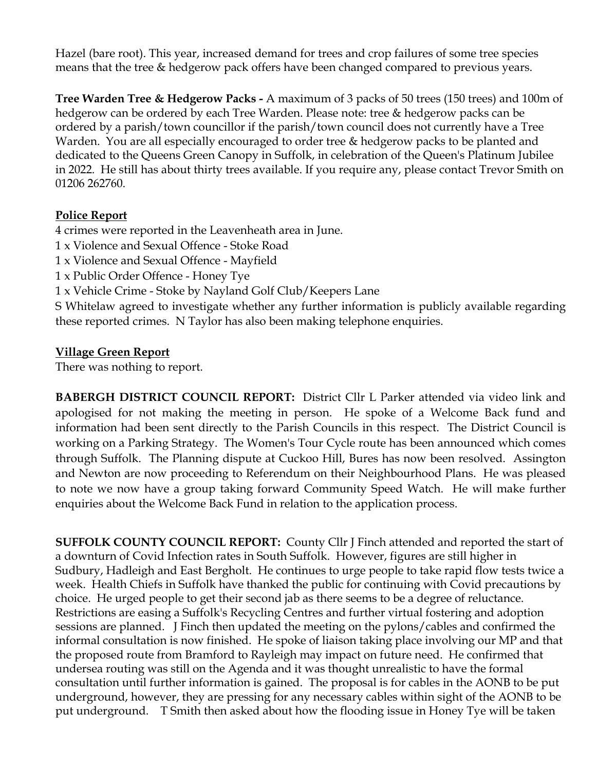Hazel (bare root). This year, increased demand for trees and crop failures of some tree species means that the tree & hedgerow pack offers have been changed compared to previous years.

**Tree Warden Tree & Hedgerow Packs -** A maximum of 3 packs of 50 trees (150 trees) and 100m of hedgerow can be ordered by each Tree Warden. Please note: tree & hedgerow packs can be ordered by a parish/town councillor if the parish/town council does not currently have a Tree Warden. You are all especially encouraged to order tree & hedgerow packs to be planted and dedicated to the Queens Green Canopy in Suffolk, in celebration of the Queen's Platinum Jubilee in 2022. He still has about thirty trees available. If you require any, please contact Trevor Smith on 01206 262760.

**Police Report**

4 crimes were reported in the Leavenheath area in June.

1 x Violence and Sexual Offence - Stoke Road

1 x Violence and Sexual Offence - Mayfield

1 x Public Order Offence - Honey Tye

1 x Vehicle Crime - Stoke by Nayland Golf Club/Keepers Lane

S Whitelaw agreed to investigate whether any further information is publicly available regarding these reported crimes. N Taylor has also been making telephone enquiries.

**Village Green Report**

There was nothing to report.

**BABERGH DISTRICT COUNCIL REPORT:** District Cllr L Parker attended via video link and apologised for not making the meeting in person. He spoke of a Welcome Back fund and information had been sent directly to the Parish Councils in this respect. The District Council is working on a Parking Strategy. The Women's Tour Cycle route has been announced which comes through Suffolk. The Planning dispute at Cuckoo Hill, Bures has now been resolved. Assington and Newton are now proceeding to Referendum on their Neighbourhood Plans. He was pleased to note we now have a group taking forward Community Speed Watch. He will make further enquiries about the Welcome Back Fund in relation to the application process.

**SUFFOLK COUNTY COUNCIL REPORT:** County Cllr J Finch attended and reported the start of a downturn of Covid Infection rates in South Suffolk. However, figures are still higher in Sudbury, Hadleigh and East Bergholt. He continues to urge people to take rapid flow tests twice a week. Health Chiefs in Suffolk have thanked the public for continuing with Covid precautions by choice. He urged people to get their second jab as there seems to be a degree of reluctance. Restrictions are easing a Suffolk's Recycling Centres and further virtual fostering and adoption sessions are planned. J Finch then updated the meeting on the pylons/cables and confirmed the informal consultation is now finished. He spoke of liaison taking place involving our MP and that the proposed route from Bramford to Rayleigh may impact on future need. He confirmed that undersea routing was still on the Agenda and it was thought unrealistic to have the formal consultation until further information is gained. The proposal is for cables in the AONB to be put underground, however, they are pressing for any necessary cables within sight of the AONB to be put underground. T Smith then asked about how the flooding issue in Honey Tye will be taken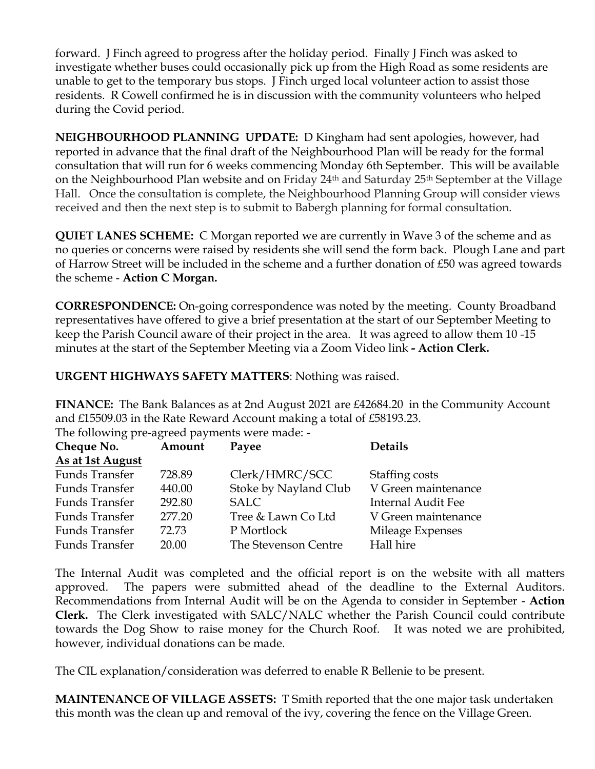forward. J Finch agreed to progress after the holiday period. Finally J Finch was asked to investigate whether buses could occasionally pick up from the High Road as some residents are unable to get to the temporary bus stops. J Finch urged local volunteer action to assist those residents. R Cowell confirmed he is in discussion with the community volunteers who helped during the Covid period.

**NEIGHBOURHOOD PLANNING UPDATE:** D Kingham had sent apologies, however, had reported in advance that the final draft of the Neighbourhood Plan will be ready for the formal consultation that will run for 6 weeks commencing Monday 6th September. This will be available on the Neighbourhood Plan website and on Friday 24th and Saturday 25th September at the Village Hall. Once the consultation is complete, the Neighbourhood Planning Group will consider views received and then the next step is to submit to Babergh planning for formal consultation.

**QUIET LANES SCHEME:** C Morgan reported we are currently in Wave 3 of the scheme and as no queries or concerns were raised by residents she will send the form back. Plough Lane and part of Harrow Street will be included in the scheme and a further donation of £50 was agreed towards the scheme - **Action C Morgan.**

**CORRESPONDENCE:** On-going correspondence was noted by the meeting. County Broadband representatives have offered to give a brief presentation at the start of our September Meeting to keep the Parish Council aware of their project in the area. It was agreed to allow them 10 -15 minutes at the start of the September Meeting via a Zoom Video link **- Action Clerk.**

**URGENT HIGHWAYS SAFETY MATTERS**: Nothing was raised.

**FINANCE:** The Bank Balances as at 2nd August 2021 are £42684.20 in the Community Account and £15509.03 in the Rate Reward Account making a total of £58193.23.

The following pre-agreed payments were made: -

| Cheque No. | Amount | Payee | Details |
|---|---|---|---|
| **As at 1st August** | | | |
| Funds Transfer | 728.89 | Clerk/HMRC/SCC | Staffing costs |
| Funds Transfer | 440.00 | Stoke by Nayland Club | V Green maintenance |
| Funds Transfer | 292.80 | SALC | Internal Audit Fee |
| Funds Transfer | 277.20 | Tree & Lawn Co Ltd | V Green maintenance |
| Funds Transfer | 72.73 | P Mortlock | Mileage Expenses |
| Funds Transfer | 20.00 | The Stevenson Centre | Hall hire |

The Internal Audit was completed and the official report is on the website with all matters approved. The papers were submitted ahead of the deadline to the External Auditors. Recommendations from Internal Audit will be on the Agenda to consider in September - **Action Clerk.** The Clerk investigated with SALC/NALC whether the Parish Council could contribute towards the Dog Show to raise money for the Church Roof. It was noted we are prohibited, however, individual donations can be made.

The CIL explanation/consideration was deferred to enable R Bellenie to be present.

**MAINTENANCE OF VILLAGE ASSETS:** T Smith reported that the one major task undertaken this month was the clean up and removal of the ivy, covering the fence on the Village Green.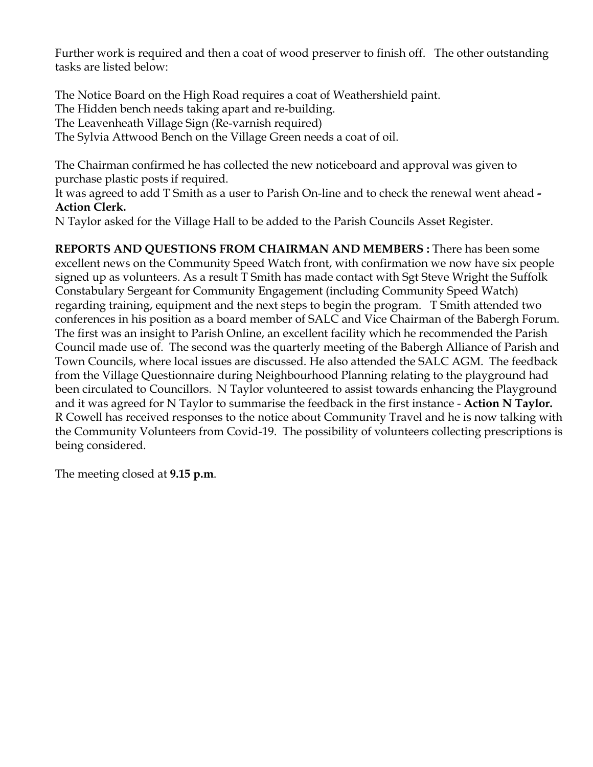Further work is required and then a coat of wood preserver to finish off. The other outstanding tasks are listed below:

The Notice Board on the High Road requires a coat of Weathershield paint.
The Hidden bench needs taking apart and re-building.
The Leavenheath Village Sign (Re-varnish required)
The Sylvia Attwood Bench on the Village Green needs a coat of oil.

The Chairman confirmed he has collected the new noticeboard and approval was given to purchase plastic posts if required.
It was agreed to add T Smith as a user to Parish On-line and to check the renewal went ahead **- Action Clerk.**
N Taylor asked for the Village Hall to be added to the Parish Councils Asset Register.

**REPORTS AND QUESTIONS FROM CHAIRMAN AND MEMBERS :** There has been some excellent news on the Community Speed Watch front, with confirmation we now have six people signed up as volunteers. As a result T Smith has made contact with Sgt Steve Wright the Suffolk Constabulary Sergeant for Community Engagement (including Community Speed Watch) regarding training, equipment and the next steps to begin the program. T Smith attended two conferences in his position as a board member of SALC and Vice Chairman of the Babergh Forum. The first was an insight to Parish Online, an excellent facility which he recommended the Parish Council made use of. The second was the quarterly meeting of the Babergh Alliance of Parish and Town Councils, where local issues are discussed. He also attended the SALC AGM. The feedback from the Village Questionnaire during Neighbourhood Planning relating to the playground had been circulated to Councillors. N Taylor volunteered to assist towards enhancing the Playground and it was agreed for N Taylor to summarise the feedback in the first instance - **Action N Taylor.**
R Cowell has received responses to the notice about Community Travel and he is now talking with the Community Volunteers from Covid-19. The possibility of volunteers collecting prescriptions is being considered.

The meeting closed at **9.15 p.m**.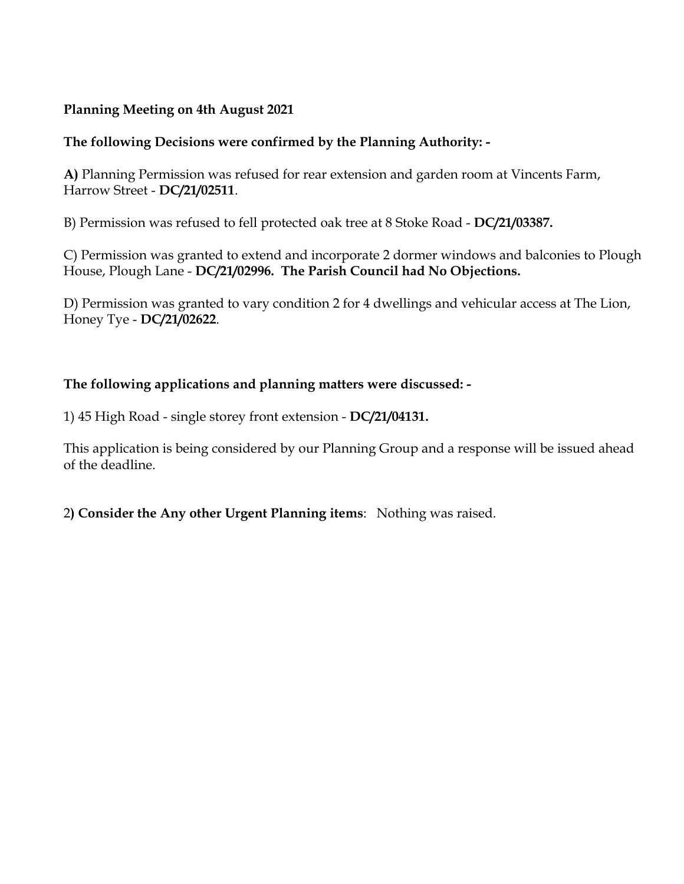**Planning Meeting on 4th August 2021**

**The following Decisions were confirmed by the Planning Authority: -**

**A)** Planning Permission was refused for rear extension and garden room at Vincents Farm, Harrow Street - **DC/21/02511**.

B) Permission was refused to fell protected oak tree at 8 Stoke Road - **DC/21/03387.**

C) Permission was granted to extend and incorporate 2 dormer windows and balconies to Plough House, Plough Lane - **DC/21/02996. The Parish Council had No Objections.**

D) Permission was granted to vary condition 2 for 4 dwellings and vehicular access at The Lion, Honey Tye - **DC/21/02622**.

**The following applications and planning matters were discussed: -**

1) 45 High Road - single storey front extension - **DC/21/04131.**

This application is being considered by our Planning Group and a response will be issued ahead of the deadline.

2**) Consider the Any other Urgent Planning items**: Nothing was raised.